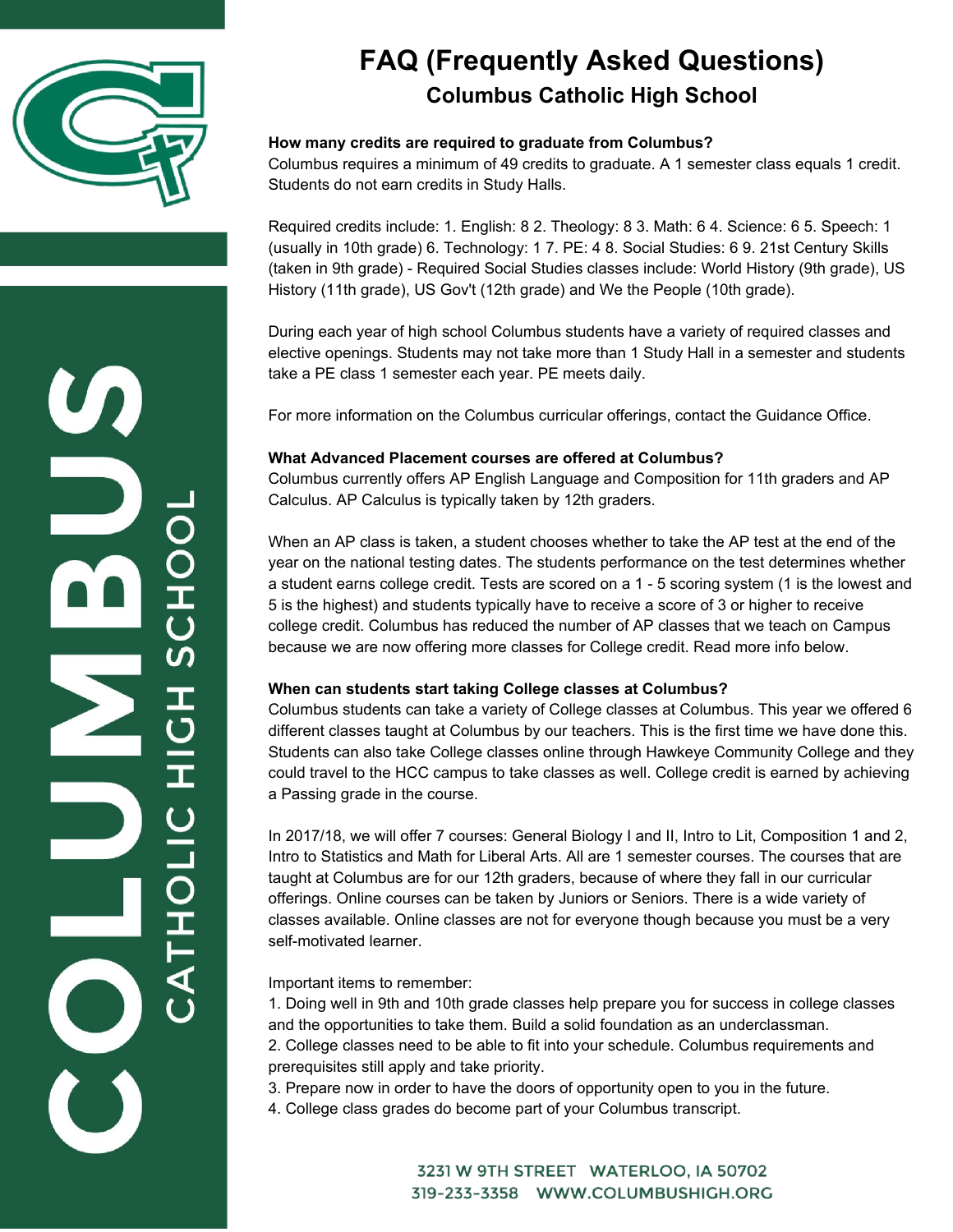# FAQ (Frequently Asked Questions)

## Columbus Catholic High School

**How many credits are required to graduate from Columbus?**

Columbus requires a minimum of 49 credits to graduate. A 1 semester class equals 1 credit. Students do not earn credits in Study Halls.

Required credits include: 1. English: 8 2. Theology: 8 3. Math: 6 4. Science: 6 5. Speech: 1 (usually in 10th grade) 6. Technology: 1 7. PE: 4 8. Social Studies: 6 9. 21st Century Skills (taken in 9th grade) - Required Social Studies classes include: World History (9th grade), US History (11th grade), US Gov't (12th grade) and We the People (10th grade).

During each year of high school Columbus students have a variety of required classes and elective openings. Students may not take more than 1 Study Hall in a semester and students take a PE class 1 semester each year. PE meets daily.

For more information on the Columbus curricular offerings, contact the Guidance Office.

**What Advanced Placement courses are offered at Columbus?**

Columbus currently offers AP English Language and Composition for 11th graders and AP Calculus. AP Calculus is typically taken by 12th graders.

When an AP class is taken, a student chooses whether to take the AP test at the end of the year on the national testing dates. The students performance on the test determines whether a student earns college credit. Tests are scored on a 1 - 5 scoring system (1 is the lowest and 5 is the highest) and students typically have to receive a score of 3 or higher to receive college credit. Columbus has reduced the number of AP classes that we teach on Campus because we are now offering more classes for College credit. Read more info below.

**When can students start taking College classes at Columbus?**

Columbus students can take a variety of College classes at Columbus. This year we offered 6 different classes taught at Columbus by our teachers. This is the first time we have done this. Students can also take College classes online through Hawkeye Community College and they could travel to the HCC campus to take classes as well. College credit is earned by achieving a Passing grade in the course.

In 2017/18, we will offer 7 courses: General Biology I and II, Intro to Lit, Composition 1 and 2, Intro to Statistics and Math for Liberal Arts. All are 1 semester courses. The courses that are taught at Columbus are for our 12th graders, because of where they fall in our curricular offerings. Online courses can be taken by Juniors or Seniors. There is a wide variety of classes available. Online classes are not for everyone though because you must be a very self-motivated learner.

Important items to remember:

1. Doing well in 9th and 10th grade classes help prepare you for success in college classes and the opportunities to take them. Build a solid foundation as an underclassman.
2. College classes need to be able to fit into your schedule. Columbus requirements and prerequisites still apply and take priority.
3. Prepare now in order to have the doors of opportunity open to you in the future.
4. College class grades do become part of your Columbus transcript.

3231 W 9TH STREET WATERLOO, IA 50702
319-233-3358 WWW.COLUMBUSHIGH.ORG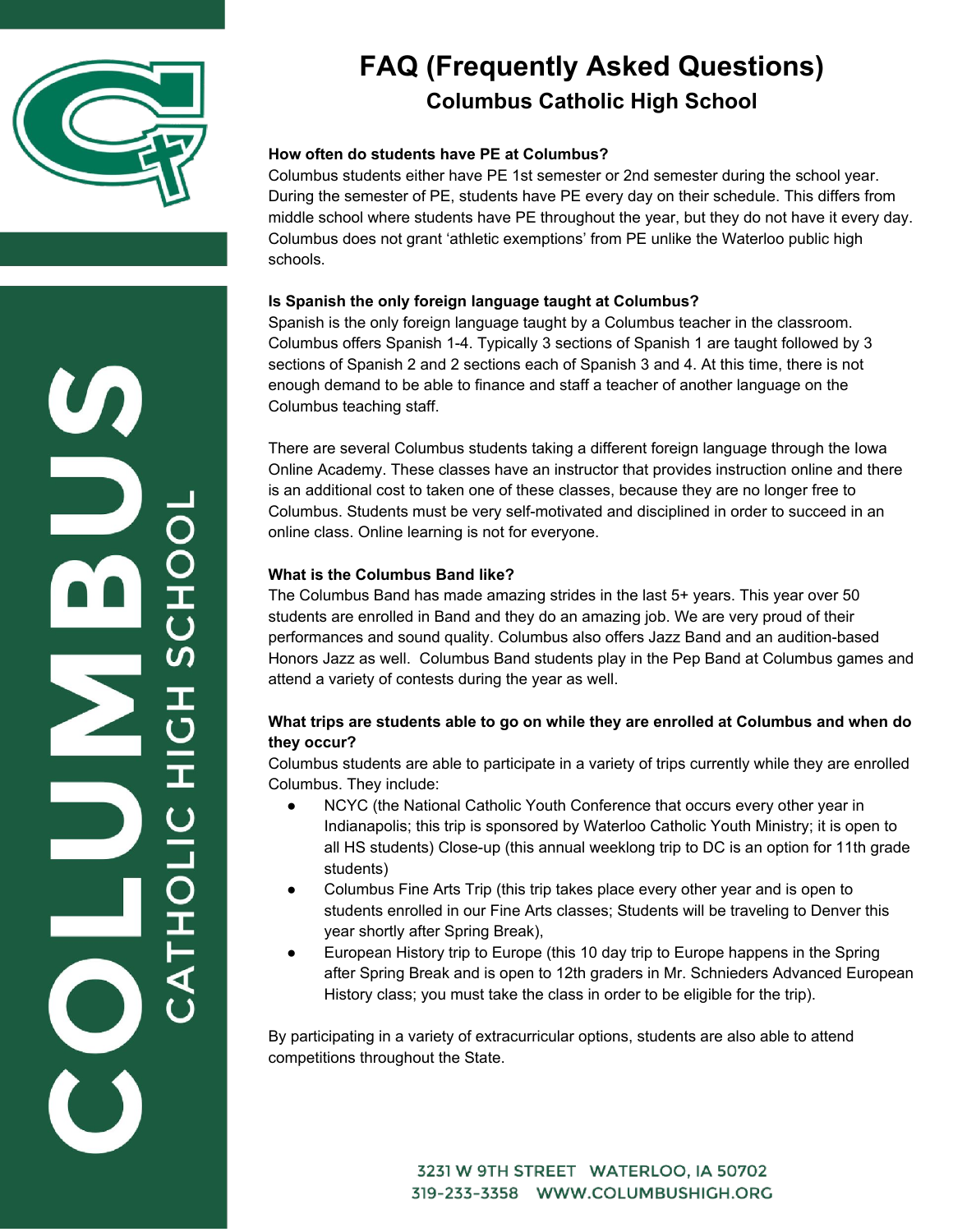# FAQ (Frequently Asked Questions)

## Columbus Catholic High School

**How often do students have PE at Columbus?**
Columbus students either have PE 1st semester or 2nd semester during the school year. During the semester of PE, students have PE every day on their schedule. This differs from middle school where students have PE throughout the year, but they do not have it every day. Columbus does not grant 'athletic exemptions' from PE unlike the Waterloo public high schools.

**Is Spanish the only foreign language taught at Columbus?**
Spanish is the only foreign language taught by a Columbus teacher in the classroom. Columbus offers Spanish 1-4. Typically 3 sections of Spanish 1 are taught followed by 3 sections of Spanish 2 and 2 sections each of Spanish 3 and 4. At this time, there is not enough demand to be able to finance and staff a teacher of another language on the Columbus teaching staff.

There are several Columbus students taking a different foreign language through the Iowa Online Academy. These classes have an instructor that provides instruction online and there is an additional cost to taken one of these classes, because they are no longer free to Columbus. Students must be very self-motivated and disciplined in order to succeed in an online class. Online learning is not for everyone.

**What is the Columbus Band like?**
The Columbus Band has made amazing strides in the last 5+ years. This year over 50 students are enrolled in Band and they do an amazing job. We are very proud of their performances and sound quality. Columbus also offers Jazz Band and an audition-based Honors Jazz as well. Columbus Band students play in the Pep Band at Columbus games and attend a variety of contests during the year as well.

**What trips are students able to go on while they are enrolled at Columbus and when do they occur?**
Columbus students are able to participate in a variety of trips currently while they are enrolled Columbus. They include:

- NCYC (the National Catholic Youth Conference that occurs every other year in Indianapolis; this trip is sponsored by Waterloo Catholic Youth Ministry; it is open to all HS students) Close-up (this annual weeklong trip to DC is an option for 11th grade students)
- Columbus Fine Arts Trip (this trip takes place every other year and is open to students enrolled in our Fine Arts classes; Students will be traveling to Denver this year shortly after Spring Break),
- European History trip to Europe (this 10 day trip to Europe happens in the Spring after Spring Break and is open to 12th graders in Mr. Schnieders Advanced European History class; you must take the class in order to be eligible for the trip).

By participating in a variety of extracurricular options, students are also able to attend competitions throughout the State.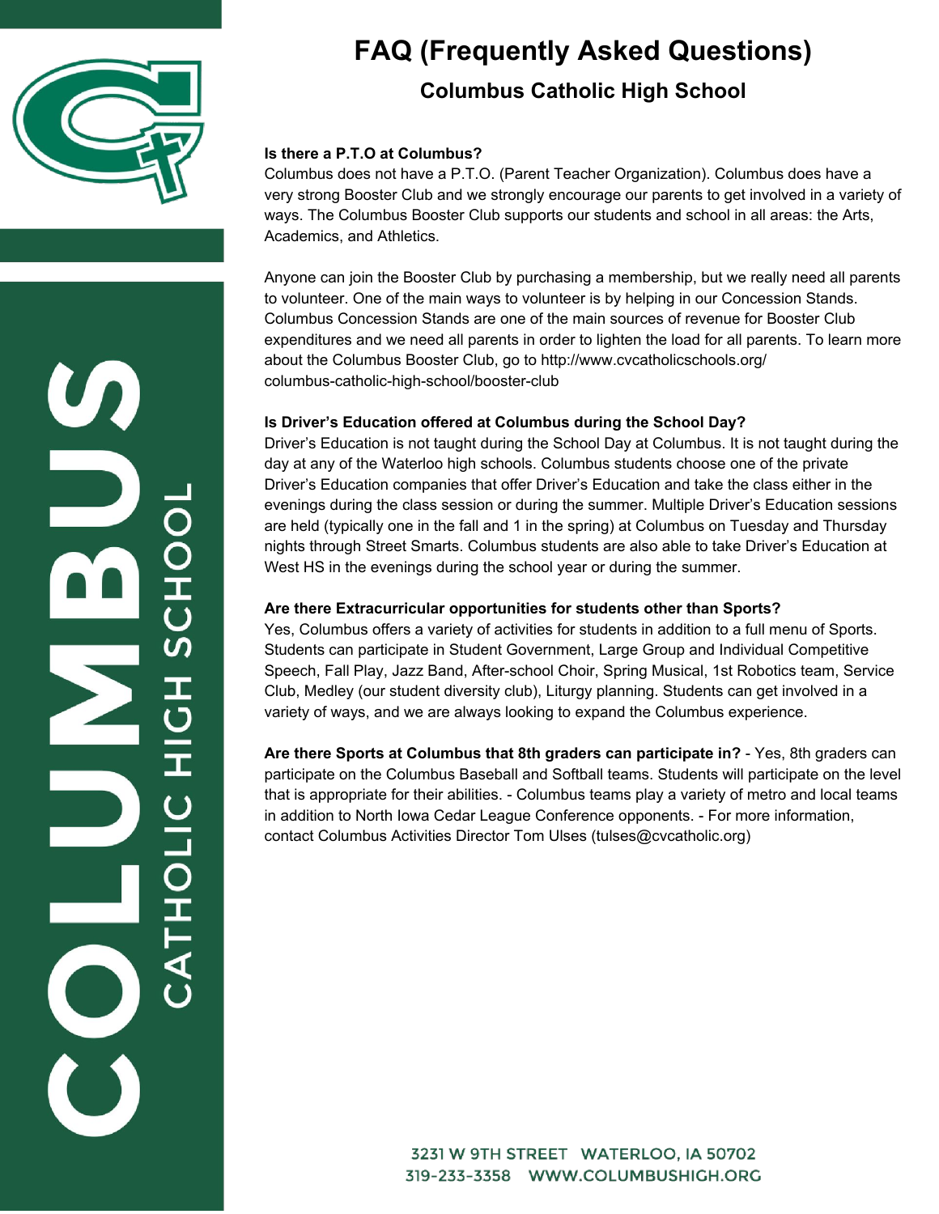# FAQ (Frequently Asked Questions)

## Columbus Catholic High School

**Is there a P.T.O at Columbus?**

Columbus does not have a P.T.O. (Parent Teacher Organization). Columbus does have a very strong Booster Club and we strongly encourage our parents to get involved in a variety of ways. The Columbus Booster Club supports our students and school in all areas: the Arts, Academics, and Athletics.

Anyone can join the Booster Club by purchasing a membership, but we really need all parents to volunteer. One of the main ways to volunteer is by helping in our Concession Stands. Columbus Concession Stands are one of the main sources of revenue for Booster Club expenditures and we need all parents in order to lighten the load for all parents. To learn more about the Columbus Booster Club, go to http://www.cvcatholicschools.org/columbus-catholic-high-school/booster-club

**Is Driver's Education offered at Columbus during the School Day?**

Driver's Education is not taught during the School Day at Columbus. It is not taught during the day at any of the Waterloo high schools. Columbus students choose one of the private Driver's Education companies that offer Driver's Education and take the class either in the evenings during the class session or during the summer. Multiple Driver's Education sessions are held (typically one in the fall and 1 in the spring) at Columbus on Tuesday and Thursday nights through Street Smarts. Columbus students are also able to take Driver's Education at West HS in the evenings during the school year or during the summer.

**Are there Extracurricular opportunities for students other than Sports?**

Yes, Columbus offers a variety of activities for students in addition to a full menu of Sports. Students can participate in Student Government, Large Group and Individual Competitive Speech, Fall Play, Jazz Band, After-school Choir, Spring Musical, 1st Robotics team, Service Club, Medley (our student diversity club), Liturgy planning. Students can get involved in a variety of ways, and we are always looking to expand the Columbus experience.

**Are there Sports at Columbus that 8th graders can participate in?** - Yes, 8th graders can participate on the Columbus Baseball and Softball teams. Students will participate on the level that is appropriate for their abilities. - Columbus teams play a variety of metro and local teams in addition to North Iowa Cedar League Conference opponents. - For more information, contact Columbus Activities Director Tom Ulses (tulses@cvcatholic.org)

3231 W 9TH STREET WATERLOO, IA 50702
319-233-3358 WWW.COLUMBUSHIGH.ORG